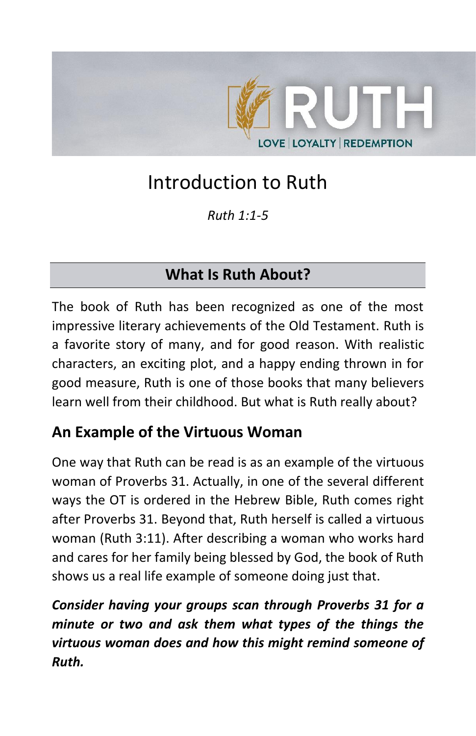RUTH

LOVE | LOYALTY | REDEMPTION

# Introduction to Ruth

*Ruth 1:1-5*

## What Is Ruth About?

The book of Ruth has been recognized as one of the most impressive literary achievements of the Old Testament. Ruth is a favorite story of many, and for good reason. With realistic characters, an exciting plot, and a happy ending thrown in for good measure, Ruth is one of those books that many believers learn well from their childhood. But what is Ruth really about?

### An Example of the Virtuous Woman

One way that Ruth can be read is as an example of the virtuous woman of Proverbs 31. Actually, in one of the several different ways the OT is ordered in the Hebrew Bible, Ruth comes right after Proverbs 31. Beyond that, Ruth herself is called a virtuous woman (Ruth 3:11). After describing a woman who works hard and cares for her family being blessed by God, the book of Ruth shows us a real life example of someone doing just that.

***Consider having your groups scan through Proverbs 31 for a minute or two and ask them what types of the things the virtuous woman does and how this might remind someone of Ruth.***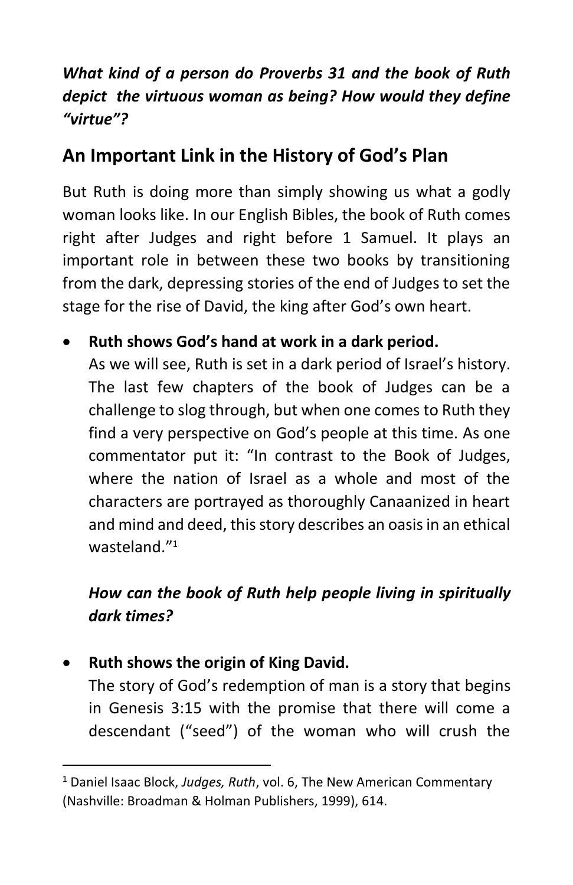***What kind of a person do Proverbs 31 and the book of Ruth depict the virtuous woman as being? How would they define "virtue"?***

## An Important Link in the History of God's Plan

But Ruth is doing more than simply showing us what a godly woman looks like. In our English Bibles, the book of Ruth comes right after Judges and right before 1 Samuel. It plays an important role in between these two books by transitioning from the dark, depressing stories of the end of Judges to set the stage for the rise of David, the king after God's own heart.

- **Ruth shows God's hand at work in a dark period.**
  As we will see, Ruth is set in a dark period of Israel's history. The last few chapters of the book of Judges can be a challenge to slog through, but when one comes to Ruth they find a very perspective on God's people at this time. As one commentator put it: "In contrast to the Book of Judges, where the nation of Israel as a whole and most of the characters are portrayed as thoroughly Canaanized in heart and mind and deed, this story describes an oasis in an ethical wasteland."[1]

  ***How can the book of Ruth help people living in spiritually dark times?***

- **Ruth shows the origin of King David.**
  The story of God's redemption of man is a story that begins in Genesis 3:15 with the promise that there will come a descendant ("seed") of the woman who will crush the

[1] Daniel Isaac Block, *Judges, Ruth*, vol. 6, The New American Commentary (Nashville: Broadman & Holman Publishers, 1999), 614.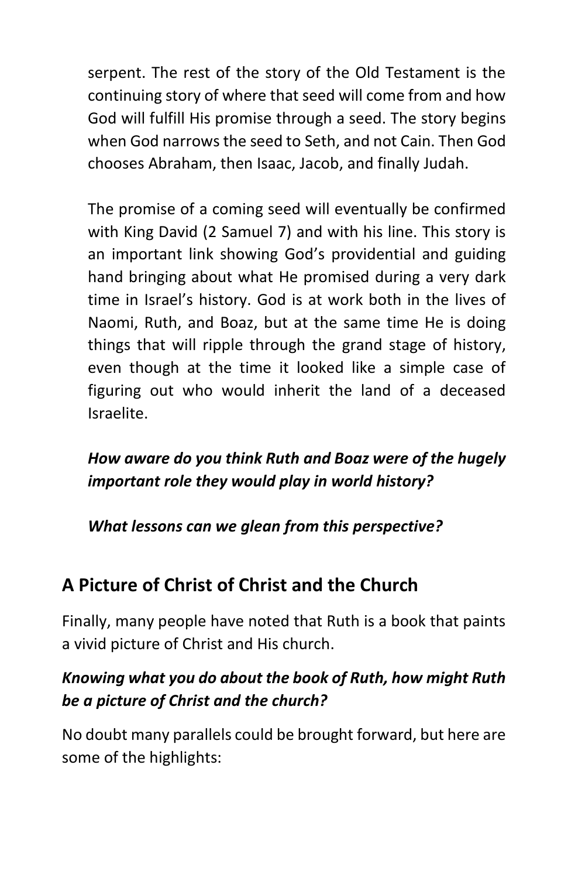serpent. The rest of the story of the Old Testament is the continuing story of where that seed will come from and how God will fulfill His promise through a seed. The story begins when God narrows the seed to Seth, and not Cain. Then God chooses Abraham, then Isaac, Jacob, and finally Judah.

The promise of a coming seed will eventually be confirmed with King David (2 Samuel 7) and with his line. This story is an important link showing God's providential and guiding hand bringing about what He promised during a very dark time in Israel's history. God is at work both in the lives of Naomi, Ruth, and Boaz, but at the same time He is doing things that will ripple through the grand stage of history, even though at the time it looked like a simple case of figuring out who would inherit the land of a deceased Israelite.

***How aware do you think Ruth and Boaz were of the hugely important role they would play in world history?***

***What lessons can we glean from this perspective?***

## A Picture of Christ of Christ and the Church

Finally, many people have noted that Ruth is a book that paints a vivid picture of Christ and His church.

***Knowing what you do about the book of Ruth, how might Ruth be a picture of Christ and the church?***

No doubt many parallels could be brought forward, but here are some of the highlights: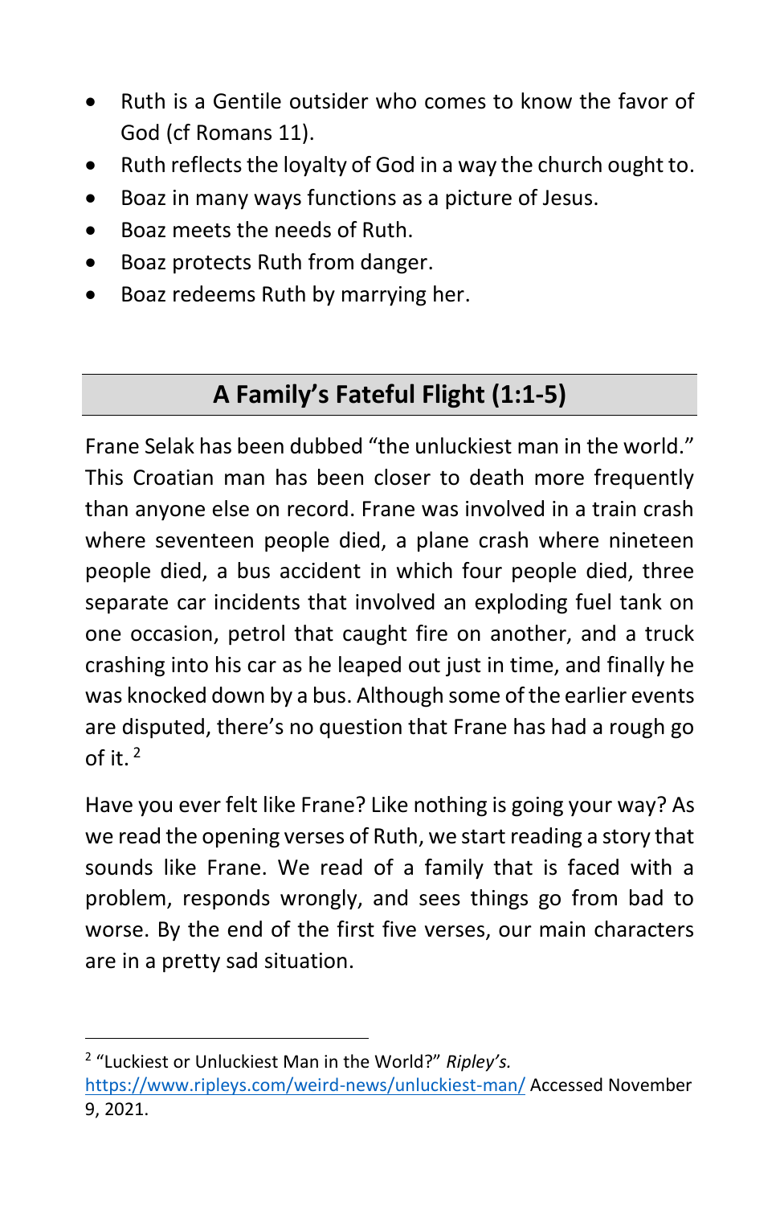- Ruth is a Gentile outsider who comes to know the favor of God (cf Romans 11).
- Ruth reflects the loyalty of God in a way the church ought to.
- Boaz in many ways functions as a picture of Jesus.
- Boaz meets the needs of Ruth.
- Boaz protects Ruth from danger.
- Boaz redeems Ruth by marrying her.

## A Family's Fateful Flight (1:1-5)

Frane Selak has been dubbed "the unluckiest man in the world." This Croatian man has been closer to death more frequently than anyone else on record. Frane was involved in a train crash where seventeen people died, a plane crash where nineteen people died, a bus accident in which four people died, three separate car incidents that involved an exploding fuel tank on one occasion, petrol that caught fire on another, and a truck crashing into his car as he leaped out just in time, and finally he was knocked down by a bus. Although some of the earlier events are disputed, there's no question that Frane has had a rough go of it. [2]

Have you ever felt like Frane? Like nothing is going your way? As we read the opening verses of Ruth, we start reading a story that sounds like Frane. We read of a family that is faced with a problem, responds wrongly, and sees things go from bad to worse. By the end of the first five verses, our main characters are in a pretty sad situation.

---

[2] "Luckiest or Unluckiest Man in the World?" *Ripley's.* https://www.ripleys.com/weird-news/unluckiest-man/ Accessed November 9, 2021.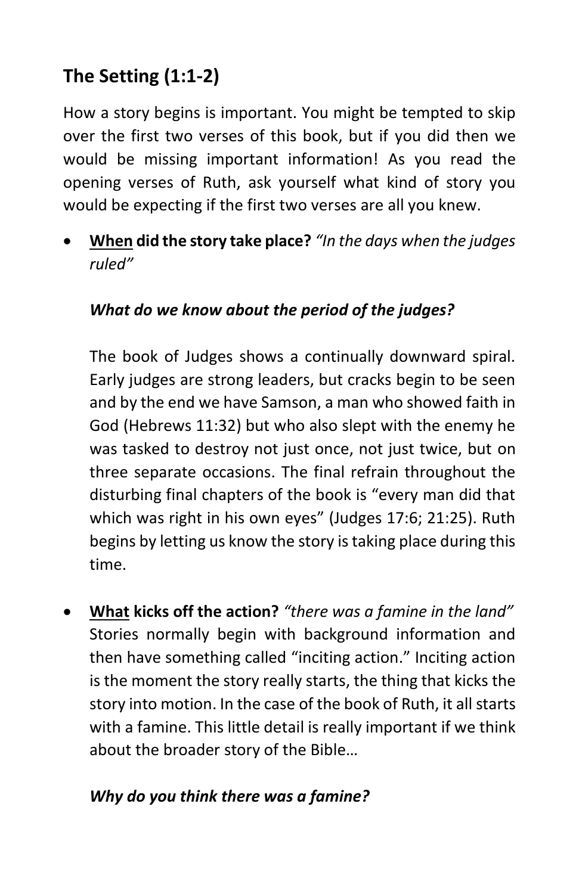## The Setting (1:1-2)

How a story begins is important. You might be tempted to skip over the first two verses of this book, but if you did then we would be missing important information! As you read the opening verses of Ruth, ask yourself what kind of story you would be expecting if the first two verses are all you knew.

- **<u>When</u> did the story take place?** *"In the days when the judges ruled"*

  ***What do we know about the period of the judges?***

  The book of Judges shows a continually downward spiral. Early judges are strong leaders, but cracks begin to be seen and by the end we have Samson, a man who showed faith in God (Hebrews 11:32) but who also slept with the enemy he was tasked to destroy not just once, not just twice, but on three separate occasions. The final refrain throughout the disturbing final chapters of the book is "every man did that which was right in his own eyes" (Judges 17:6; 21:25). Ruth begins by letting us know the story is taking place during this time.

- **<u>What</u> kicks off the action?** *"there was a famine in the land"* Stories normally begin with background information and then have something called "inciting action." Inciting action is the moment the story really starts, the thing that kicks the story into motion. In the case of the book of Ruth, it all starts with a famine. This little detail is really important if we think about the broader story of the Bible…

  ***Why do you think there was a famine?***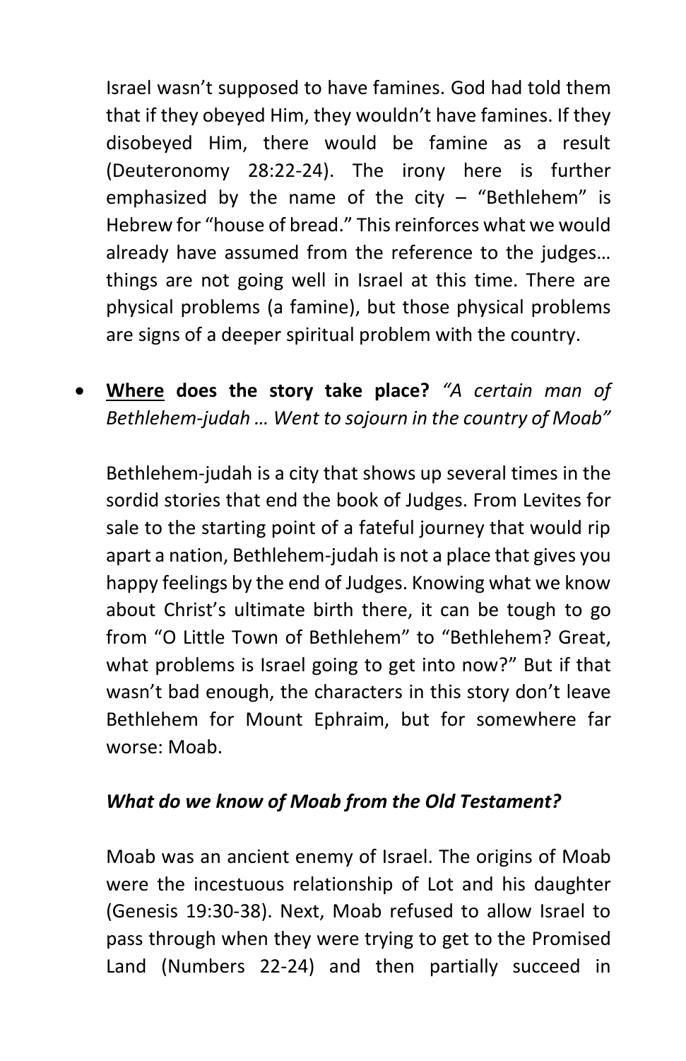Israel wasn't supposed to have famines. God had told them that if they obeyed Him, they wouldn't have famines. If they disobeyed Him, there would be famine as a result (Deuteronomy 28:22-24). The irony here is further emphasized by the name of the city – "Bethlehem" is Hebrew for "house of bread." This reinforces what we would already have assumed from the reference to the judges… things are not going well in Israel at this time. There are physical problems (a famine), but those physical problems are signs of a deeper spiritual problem with the country.

- **<u>Where</u> does the story take place?** *"A certain man of Bethlehem-judah … Went to sojourn in the country of Moab"*

  Bethlehem-judah is a city that shows up several times in the sordid stories that end the book of Judges. From Levites for sale to the starting point of a fateful journey that would rip apart a nation, Bethlehem-judah is not a place that gives you happy feelings by the end of Judges. Knowing what we know about Christ's ultimate birth there, it can be tough to go from "O Little Town of Bethlehem" to "Bethlehem? Great, what problems is Israel going to get into now?" But if that wasn't bad enough, the characters in this story don't leave Bethlehem for Mount Ephraim, but for somewhere far worse: Moab.

  ***What do we know of Moab from the Old Testament?***

  Moab was an ancient enemy of Israel. The origins of Moab were the incestuous relationship of Lot and his daughter (Genesis 19:30-38). Next, Moab refused to allow Israel to pass through when they were trying to get to the Promised Land (Numbers 22-24) and then partially succeed in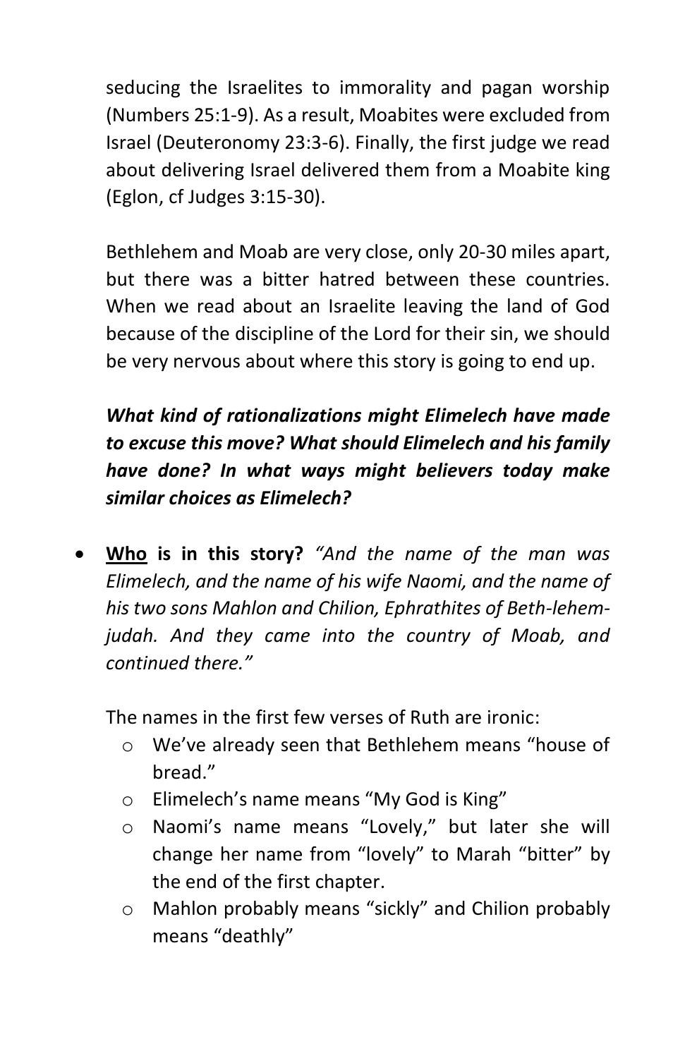seducing the Israelites to immorality and pagan worship (Numbers 25:1-9). As a result, Moabites were excluded from Israel (Deuteronomy 23:3-6). Finally, the first judge we read about delivering Israel delivered them from a Moabite king (Eglon, cf Judges 3:15-30).

Bethlehem and Moab are very close, only 20-30 miles apart, but there was a bitter hatred between these countries. When we read about an Israelite leaving the land of God because of the discipline of the Lord for their sin, we should be very nervous about where this story is going to end up.

***What kind of rationalizations might Elimelech have made to excuse this move? What should Elimelech and his family have done? In what ways might believers today make similar choices as Elimelech?***

- **<u>Who</u> is in this story?** *"And the name of the man was Elimelech, and the name of his wife Naomi, and the name of his two sons Mahlon and Chilion, Ephrathites of Beth-lehem-judah. And they came into the country of Moab, and continued there."*

  The names in the first few verses of Ruth are ironic:
  - We've already seen that Bethlehem means "house of bread."
  - Elimelech's name means "My God is King"
  - Naomi's name means "Lovely," but later she will change her name from "lovely" to Marah "bitter" by the end of the first chapter.
  - Mahlon probably means "sickly" and Chilion probably means "deathly"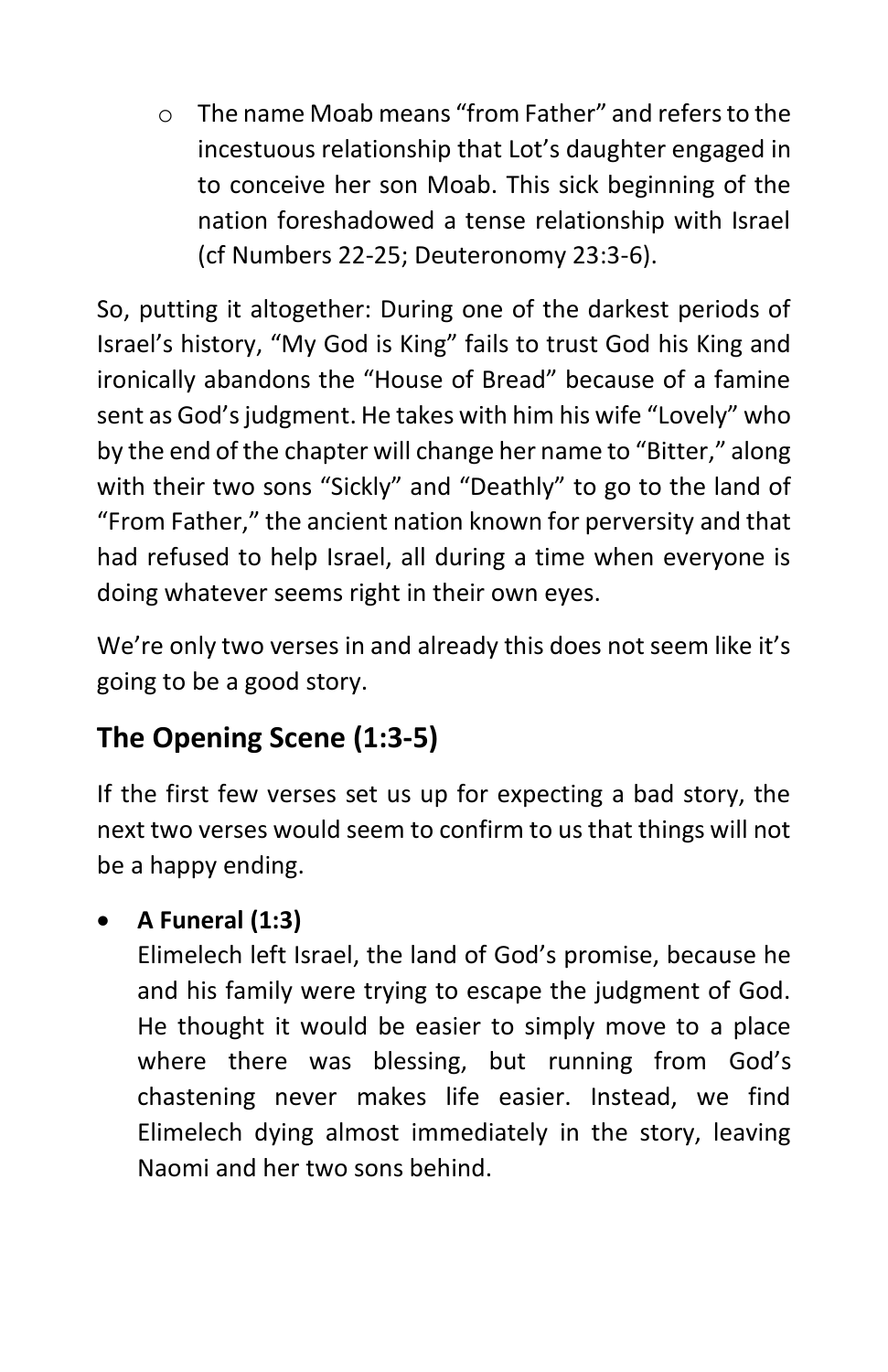- The name Moab means “from Father” and refers to the incestuous relationship that Lot’s daughter engaged in to conceive her son Moab. This sick beginning of the nation foreshadowed a tense relationship with Israel (cf Numbers 22-25; Deuteronomy 23:3-6).

So, putting it altogether: During one of the darkest periods of Israel’s history, “My God is King” fails to trust God his King and ironically abandons the “House of Bread” because of a famine sent as God’s judgment. He takes with him his wife “Lovely” who by the end of the chapter will change her name to “Bitter,” along with their two sons “Sickly” and “Deathly” to go to the land of “From Father,” the ancient nation known for perversity and that had refused to help Israel, all during a time when everyone is doing whatever seems right in their own eyes.

We’re only two verses in and already this does not seem like it’s going to be a good story.

## The Opening Scene (1:3-5)

If the first few verses set us up for expecting a bad story, the next two verses would seem to confirm to us that things will not be a happy ending.

- **A Funeral (1:3)**
  Elimelech left Israel, the land of God’s promise, because he and his family were trying to escape the judgment of God. He thought it would be easier to simply move to a place where there was blessing, but running from God’s chastening never makes life easier. Instead, we find Elimelech dying almost immediately in the story, leaving Naomi and her two sons behind.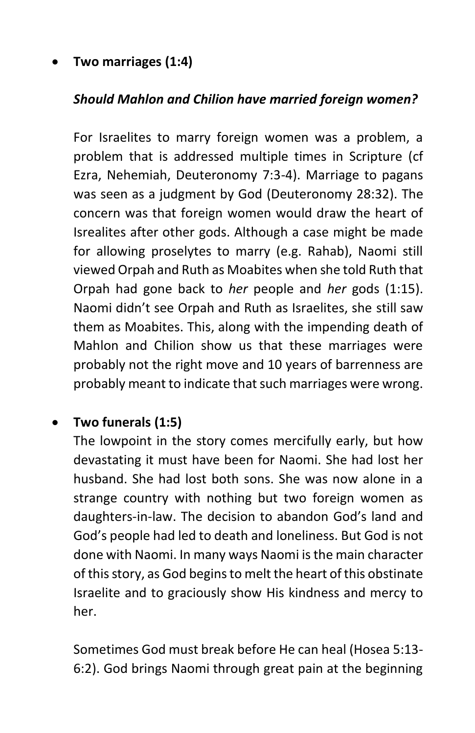- **Two marriages (1:4)**

  ***Should Mahlon and Chilion have married foreign women?***

  For Israelites to marry foreign women was a problem, a problem that is addressed multiple times in Scripture (cf Ezra, Nehemiah, Deuteronomy 7:3-4). Marriage to pagans was seen as a judgment by God (Deuteronomy 28:32). The concern was that foreign women would draw the heart of Isrealites after other gods. Although a case might be made for allowing proselytes to marry (e.g. Rahab), Naomi still viewed Orpah and Ruth as Moabites when she told Ruth that Orpah had gone back to *her* people and *her* gods (1:15). Naomi didn't see Orpah and Ruth as Israelites, she still saw them as Moabites. This, along with the impending death of Mahlon and Chilion show us that these marriages were probably not the right move and 10 years of barrenness are probably meant to indicate that such marriages were wrong.

- **Two funerals (1:5)**
  The lowpoint in the story comes mercifully early, but how devastating it must have been for Naomi. She had lost her husband. She had lost both sons. She was now alone in a strange country with nothing but two foreign women as daughters-in-law. The decision to abandon God's land and God's people had led to death and loneliness. But God is not done with Naomi. In many ways Naomi is the main character of this story, as God begins to melt the heart of this obstinate Israelite and to graciously show His kindness and mercy to her.

  Sometimes God must break before He can heal (Hosea 5:13-6:2). God brings Naomi through great pain at the beginning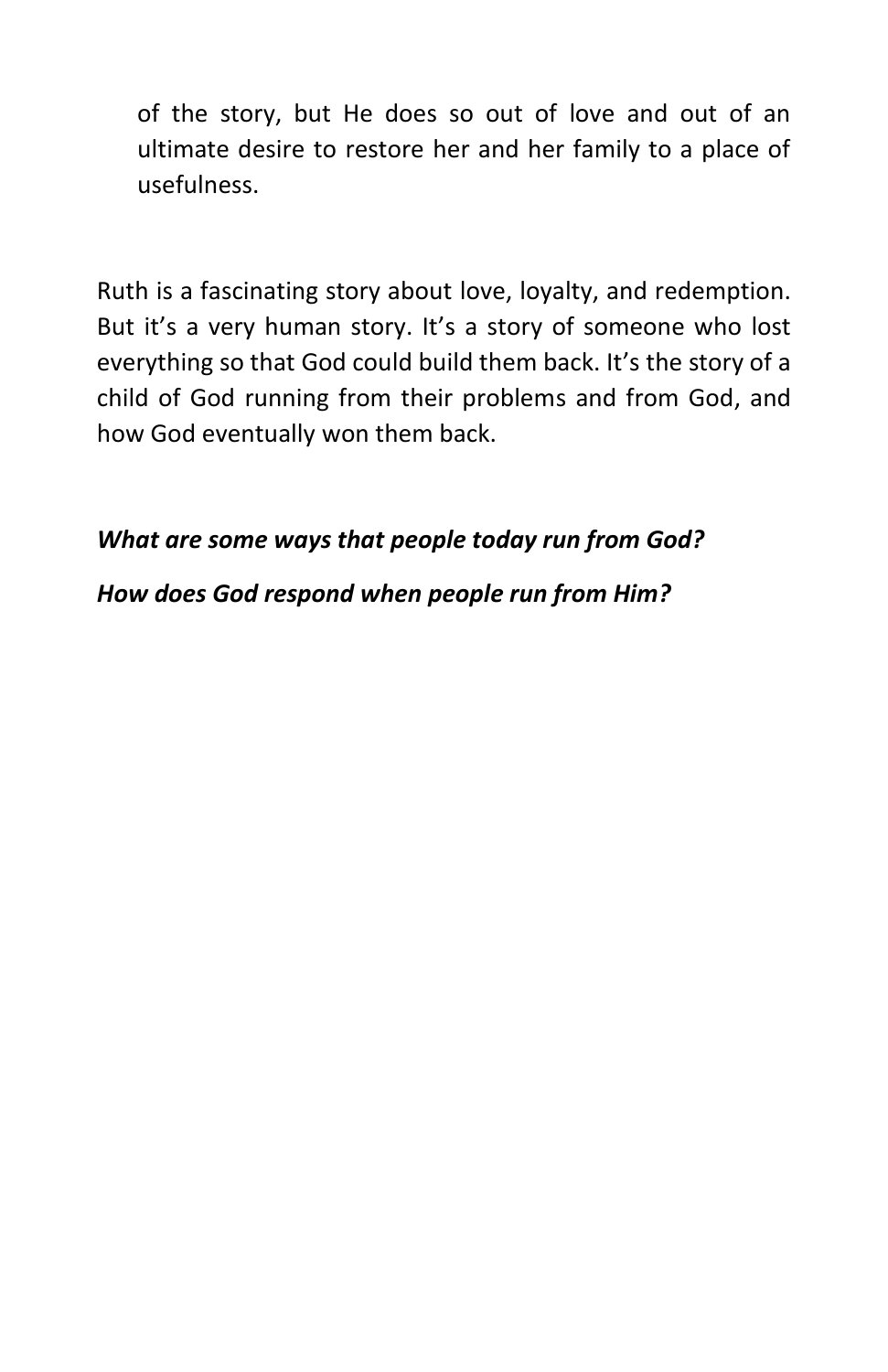of the story, but He does so out of love and out of an ultimate desire to restore her and her family to a place of usefulness.

Ruth is a fascinating story about love, loyalty, and redemption. But it's a very human story. It's a story of someone who lost everything so that God could build them back. It's the story of a child of God running from their problems and from God, and how God eventually won them back.

***What are some ways that people today run from God?***

***How does God respond when people run from Him?***